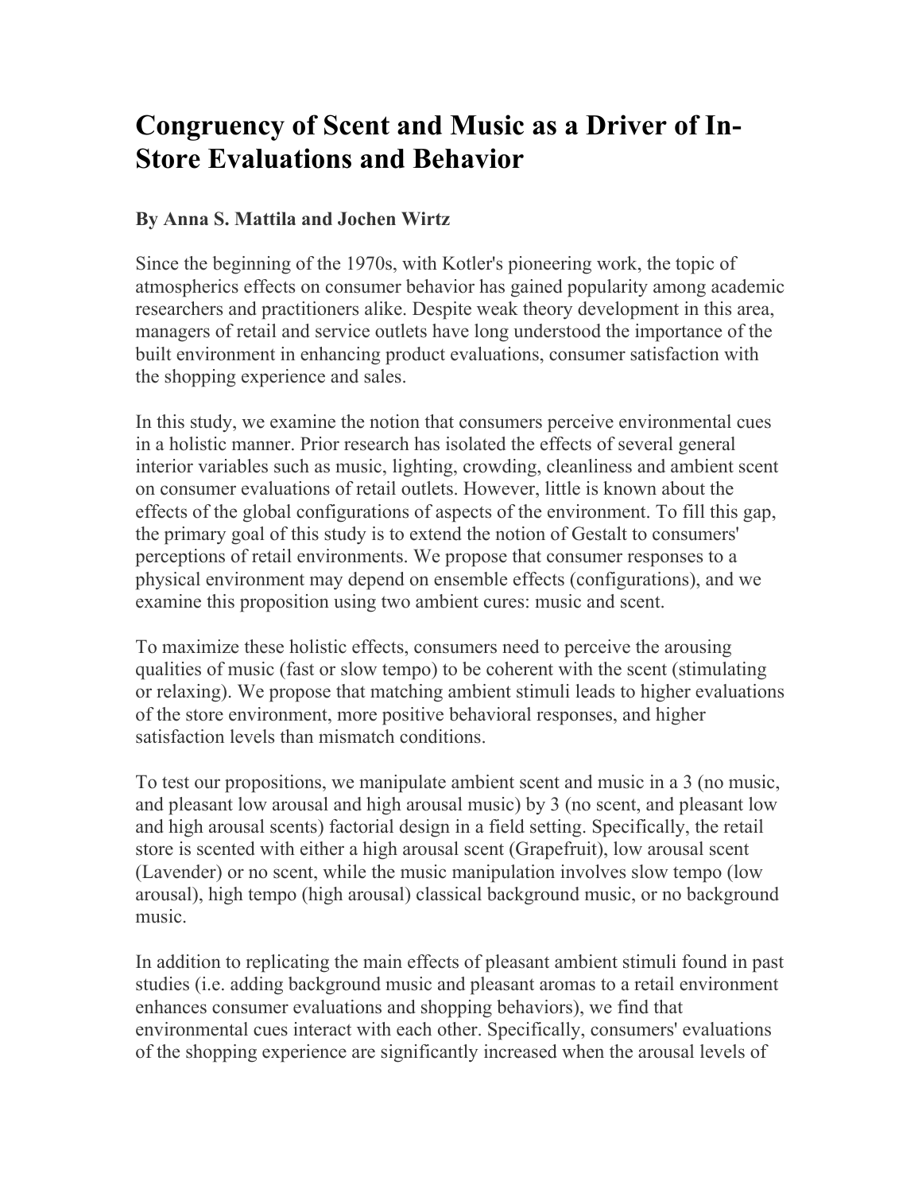# Congruency of Scent and Music as a Driver of In-Store Evaluations and Behavior

**By Anna S. Mattila and Jochen Wirtz**

Since the beginning of the 1970s, with Kotler's pioneering work, the topic of atmospherics effects on consumer behavior has gained popularity among academic researchers and practitioners alike. Despite weak theory development in this area, managers of retail and service outlets have long understood the importance of the built environment in enhancing product evaluations, consumer satisfaction with the shopping experience and sales.

In this study, we examine the notion that consumers perceive environmental cues in a holistic manner. Prior research has isolated the effects of several general interior variables such as music, lighting, crowding, cleanliness and ambient scent on consumer evaluations of retail outlets. However, little is known about the effects of the global configurations of aspects of the environment. To fill this gap, the primary goal of this study is to extend the notion of Gestalt to consumers' perceptions of retail environments. We propose that consumer responses to a physical environment may depend on ensemble effects (configurations), and we examine this proposition using two ambient cures: music and scent.

To maximize these holistic effects, consumers need to perceive the arousing qualities of music (fast or slow tempo) to be coherent with the scent (stimulating or relaxing). We propose that matching ambient stimuli leads to higher evaluations of the store environment, more positive behavioral responses, and higher satisfaction levels than mismatch conditions.

To test our propositions, we manipulate ambient scent and music in a 3 (no music, and pleasant low arousal and high arousal music) by 3 (no scent, and pleasant low and high arousal scents) factorial design in a field setting. Specifically, the retail store is scented with either a high arousal scent (Grapefruit), low arousal scent (Lavender) or no scent, while the music manipulation involves slow tempo (low arousal), high tempo (high arousal) classical background music, or no background music.

In addition to replicating the main effects of pleasant ambient stimuli found in past studies (i.e. adding background music and pleasant aromas to a retail environment enhances consumer evaluations and shopping behaviors), we find that environmental cues interact with each other. Specifically, consumers' evaluations of the shopping experience are significantly increased when the arousal levels of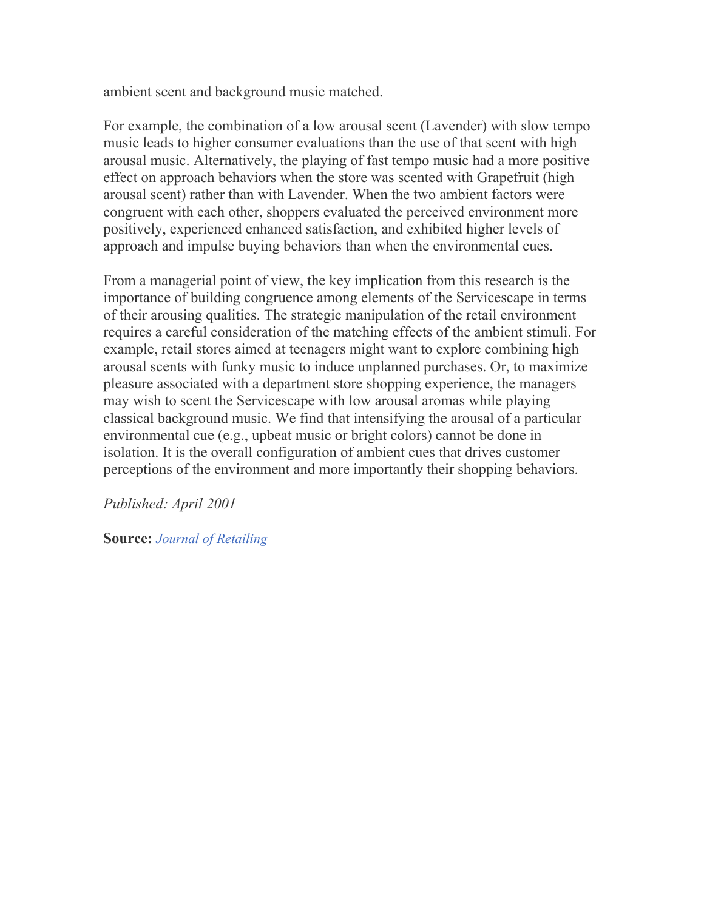ambient scent and background music matched.

For example, the combination of a low arousal scent (Lavender) with slow tempo music leads to higher consumer evaluations than the use of that scent with high arousal music. Alternatively, the playing of fast tempo music had a more positive effect on approach behaviors when the store was scented with Grapefruit (high arousal scent) rather than with Lavender. When the two ambient factors were congruent with each other, shoppers evaluated the perceived environment more positively, experienced enhanced satisfaction, and exhibited higher levels of approach and impulse buying behaviors than when the environmental cues.

From a managerial point of view, the key implication from this research is the importance of building congruence among elements of the Servicescape in terms of their arousing qualities. The strategic manipulation of the retail environment requires a careful consideration of the matching effects of the ambient stimuli. For example, retail stores aimed at teenagers might want to explore combining high arousal scents with funky music to induce unplanned purchases. Or, to maximize pleasure associated with a department store shopping experience, the managers may wish to scent the Servicescape with low arousal aromas while playing classical background music. We find that intensifying the arousal of a particular environmental cue (e.g., upbeat music or bright colors) cannot be done in isolation. It is the overall configuration of ambient cues that drives customer perceptions of the environment and more importantly their shopping behaviors.

*Published: April 2001*

**Source:** *Journal of Retailing*